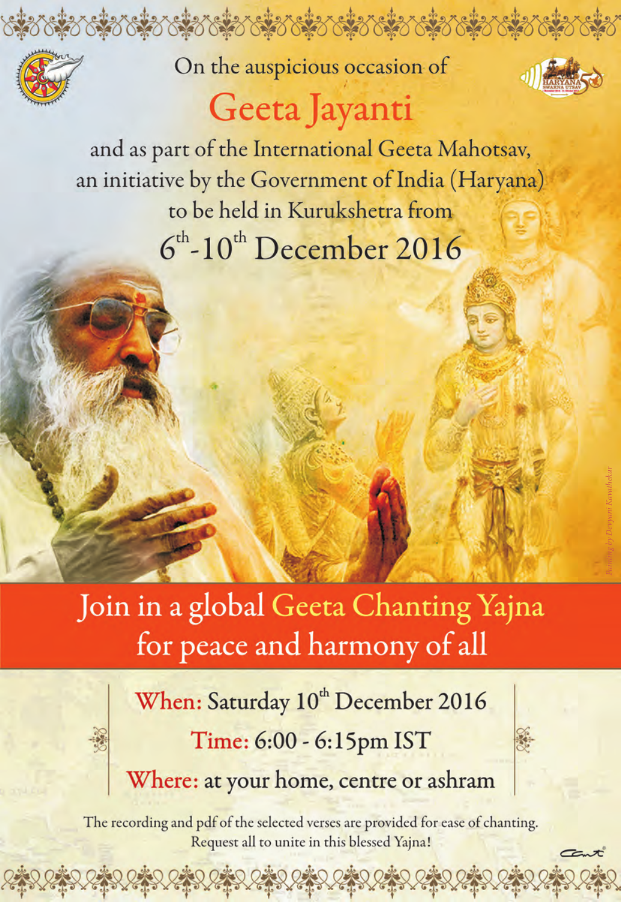On the auspicious occasion of

# Geeta Jayanti

and as part of the International Geeta Mahotsav, an initiative by the Government of India (Haryana) to be held in Kurukshetra from

## 6th-10th December 2016

Painting by Devyani Kavathekar

## Join in a global Geeta Chanting Yajna for peace and harmony of all

**When:** Saturday 10th December 2016

**Time:** 6:00 - 6:15pm IST

**Where:** at your home, centre or ashram

The recording and pdf of the selected verses are provided for ease of chanting.
Request all to unite in this blessed Yajna!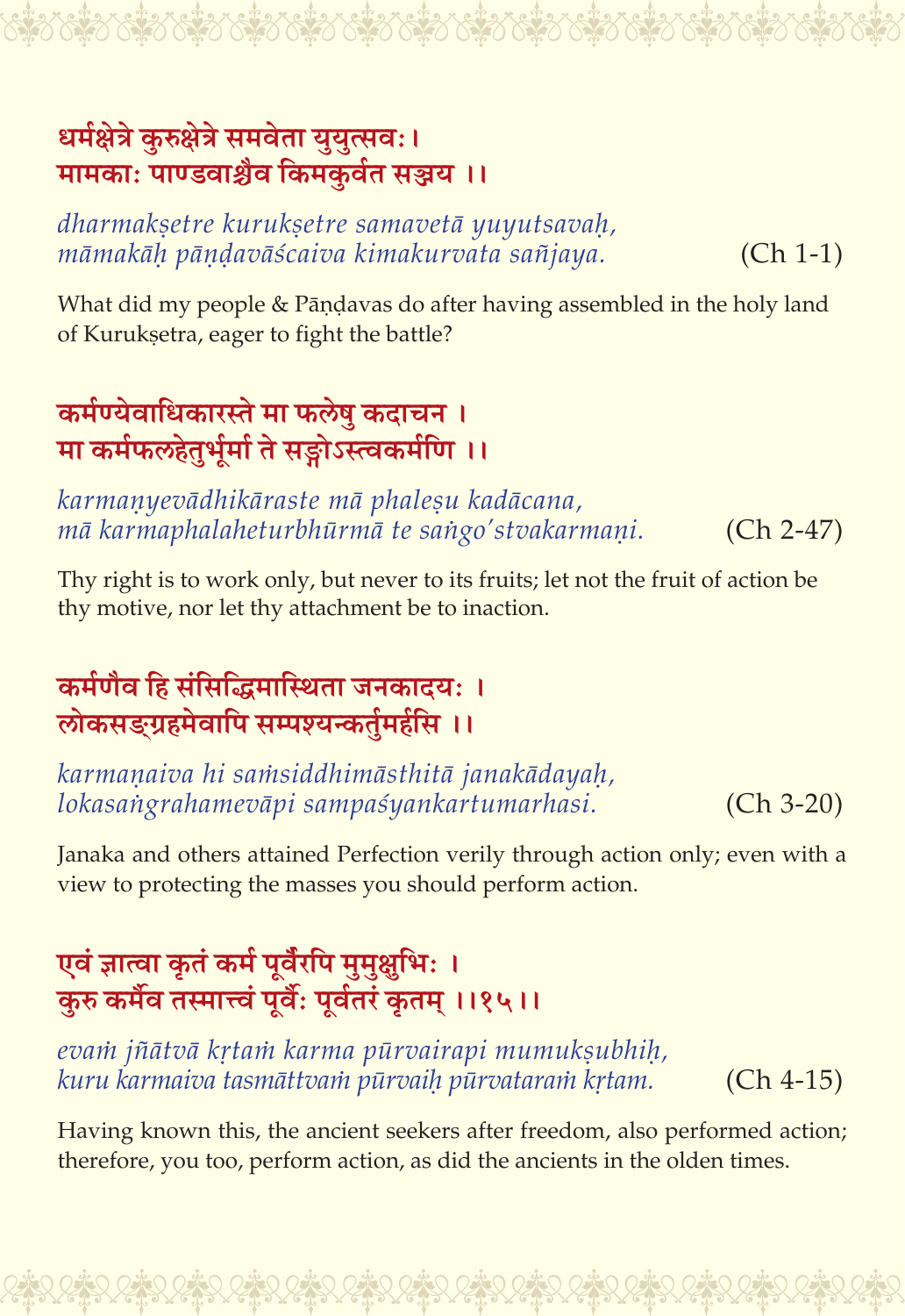**धर्मक्षेत्रे कुरुक्षेत्रे समवेता युयुत्सवः।**
**मामकाः पाण्डवाश्चैव किमकुर्वत सञ्जय ।।**

*dharmakṣetre kurukṣetre samavetā yuyutsavaḥ,*
*māmakāḥ pāṇḍavāścaiva kimakurvata sañjaya.* (Ch 1-1)

What did my people & Pāṇḍavas do after having assembled in the holy land of Kurukṣetra, eager to fight the battle?

**कर्मण्येवाधिकारस्ते मा फलेषु कदाचन ।**
**मा कर्मफलहेतुर्भूर्मा ते सङ्गोऽस्त्वकर्मणि ।।**

*karmaṇyevādhikāraste mā phaleṣu kadācana,*
*mā karmaphalaheturbhūrmā te saṅgo'stvakarmaṇi.* (Ch 2-47)

Thy right is to work only, but never to its fruits; let not the fruit of action be thy motive, nor let thy attachment be to inaction.

**कर्मणैव हि संसिद्धिमास्थिता जनकादयः ।**
**लोकसङ्ग्रहमेवापि सम्पश्यन्कर्तुमर्हसि ।।**

*karmaṇaiva hi saṁsiddhimāsthitā janakādayaḥ,*
*lokasaṅgrahamevāpi sampaśyankartumarhasi.* (Ch 3-20)

Janaka and others attained Perfection verily through action only; even with a view to protecting the masses you should perform action.

**एवं ज्ञात्वा कृतं कर्म पूर्वैरपि मुमुक्षुभिः ।**
**कुरु कर्मैव तस्मात्त्वं पूर्वैः पूर्वतरं कृतम् ।।१५।।**

*evaṁ jñātvā kṛtaṁ karma pūrvairapi mumukṣubhiḥ,*
*kuru karmaiva tasmāttvaṁ pūrvaiḥ pūrvataraṁ kṛtam.* (Ch 4-15)

Having known this, the ancient seekers after freedom, also performed action; therefore, you too, perform action, as did the ancients in the olden times.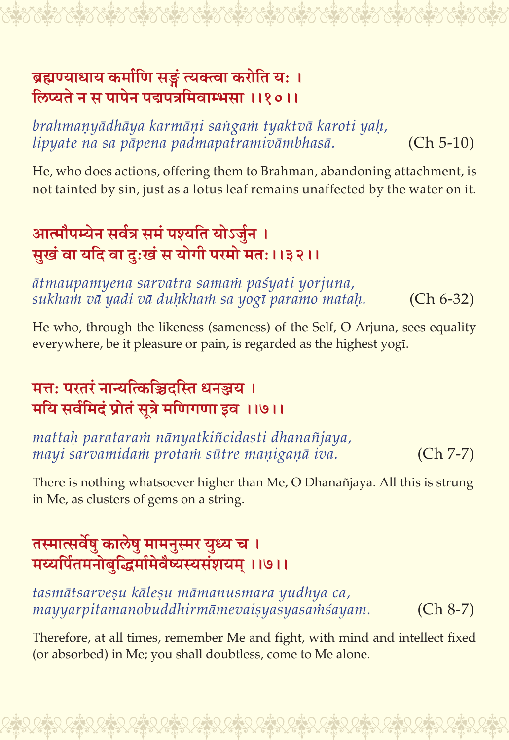**ब्रह्मण्याधाय कर्माणि सङ्गं त्यक्त्वा करोति यः ।**
**लिप्यते न स पापेन पद्मपत्रमिवाम्भसा ।।१०।।**

*brahmaṇyādhāya karmāṇi saṅgaṁ tyaktvā karoti yaḥ,*
*lipyate na sa pāpena padmapatramivāmbhasā.* (Ch 5-10)

He, who does actions, offering them to Brahman, abandoning attachment, is not tainted by sin, just as a lotus leaf remains unaffected by the water on it.

**आत्मौपम्येन सर्वत्र समं पश्यति योऽर्जुन ।**
**सुखं वा यदि वा दुःखं स योगी परमो मतः ।।३२।।**

*ātmaupamyena sarvatra samaṁ paśyati yorjuna,*
*sukhaṁ vā yadi vā duḥkhaṁ sa yogī paramo mataḥ.* (Ch 6-32)

He who, through the likeness (sameness) of the Self, O Arjuna, sees equality everywhere, be it pleasure or pain, is regarded as the highest yogī.

**मत्तः परतरं नान्यत्किञ्चिदस्ति धनञ्जय ।**
**मयि सर्वमिदं प्रोतं सूत्रे मणिगणा इव ।।७।।**

*mattaḥ parataraṁ nānyatkiñcidasti dhanañjaya,*
*mayi sarvamidaṁ protaṁ sūtre maṇigaṇā iva.* (Ch 7-7)

There is nothing whatsoever higher than Me, O Dhanañjaya. All this is strung in Me, as clusters of gems on a string.

**तस्मात्सर्वेषु कालेषु मामनुस्मर युध्य च ।**
**मय्यर्पितमनोबुद्धिर्मामेवैष्यस्यसंशयम् ।।७।।**

*tasmātsarveṣu kāleṣu māmanusmara yudhya ca,*
*mayyarpitamanobuddhirmāmevaiṣyasyasaṁśayam.* (Ch 8-7)

Therefore, at all times, remember Me and fight, with mind and intellect fixed (or absorbed) in Me; you shall doubtless, come to Me alone.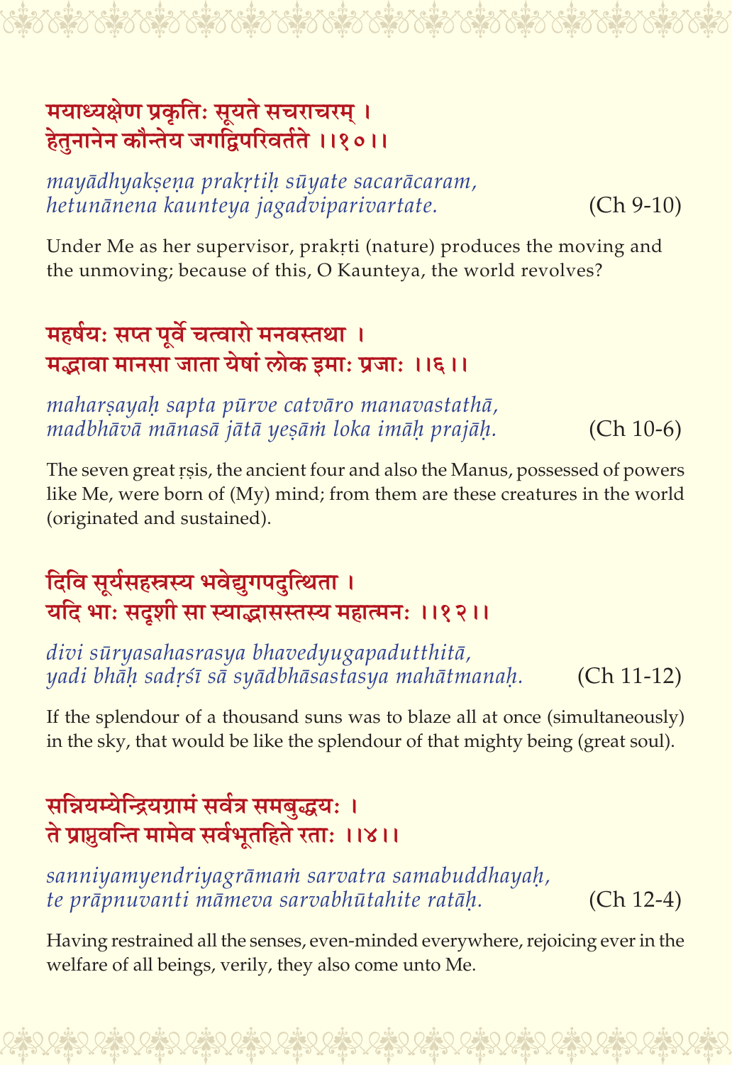मयाध्यक्षेण प्रकृतिः सूयते सचराचरम् ।
हेतुनानेन कौन्तेय जगद्विपरिवर्तते ।।१०।।

*mayādhyakṣeṇa prakṛtiḥ sūyate sacarācaram,*
*hetunānena kaunteya jagadviparivartate.* (Ch 9-10)

Under Me as her supervisor, prakṛti (nature) produces the moving and the unmoving; because of this, O Kaunteya, the world revolves?

महर्षयः सप्त पूर्वे चत्वारो मनवस्तथा ।
मद्भावा मानसा जाता येषां लोक इमाः प्रजाः ।।६।।

*maharṣayaḥ sapta pūrve catvāro manavastathā,*
*madbhāvā mānasā jātā yeṣāṁ loka imāḥ prajāḥ.* (Ch 10-6)

The seven great ṛṣis, the ancient four and also the Manus, possessed of powers like Me, were born of (My) mind; from them are these creatures in the world (originated and sustained).

दिवि सूर्यसहस्रस्य भवेद्युगपदुत्थिता ।
यदि भाः सदृशी सा स्याद्भासस्तस्य महात्मनः ।।१२।।

*divi sūryasahasrasya bhavedyugapadutthitā,*
*yadi bhāḥ sadṛśī sā syādbhāsastasya mahātmanaḥ.* (Ch 11-12)

If the splendour of a thousand suns was to blaze all at once (simultaneously) in the sky, that would be like the splendour of that mighty being (great soul).

सन्नियम्येन्द्रियग्रामं सर्वत्र समबुद्धयः ।
ते प्राप्नुवन्ति मामेव सर्वभूतहिते रताः ।।४।।

*sanniyamyendriyagrāmaṁ sarvatra samabuddhayaḥ,*
*te prāpnuvanti māmeva sarvabhūtahite ratāḥ.* (Ch 12-4)

Having restrained all the senses, even-minded everywhere, rejoicing ever in the welfare of all beings, verily, they also come unto Me.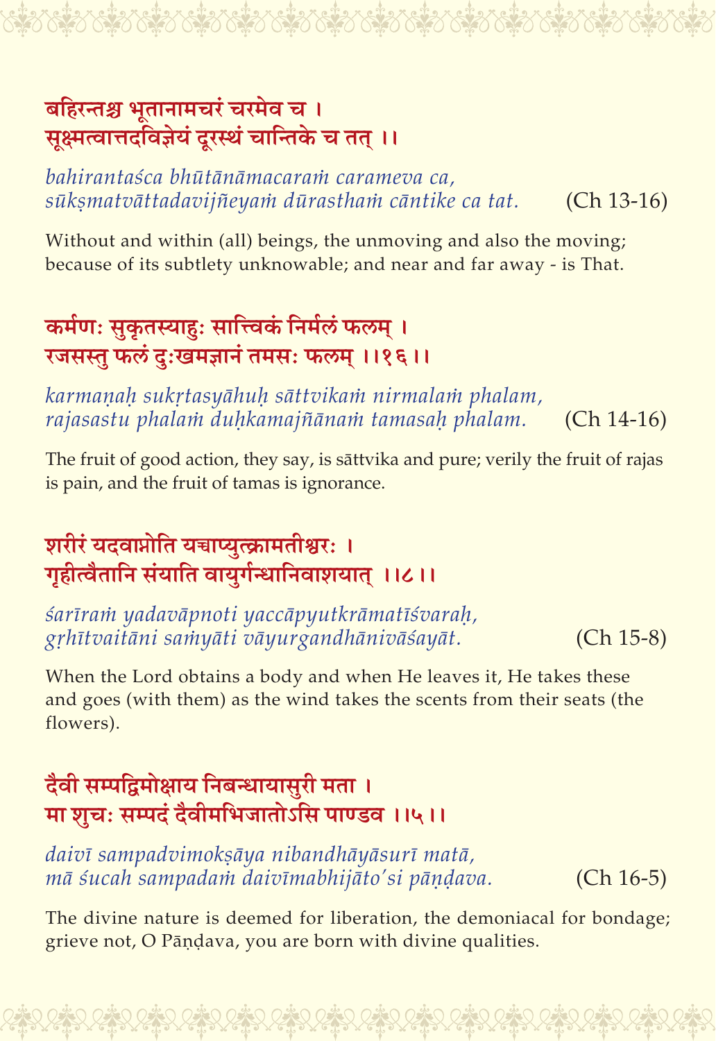बहिरन्तश्च भूतानामचरं चरमेव च ।
सूक्ष्मत्वात्तदविज्ञेयं दूरस्थं चान्तिके च तत् ।।

*bahirantaśca bhūtānāmacaraṁ carameva ca,*
*sūkṣmatvāttadavijñeyaṁ dūrasthaṁ cāntike ca tat.* (Ch 13-16)

Without and within (all) beings, the unmoving and also the moving; because of its subtlety unknowable; and near and far away - is That.

कर्मणः सुकृतस्याहुः सात्त्विकं निर्मलं फलम् ।
रजसस्तु फलं दुःखमज्ञानं तमसः फलम् ।।१६।।

*karmaṇaḥ sukṛtasyāhuḥ sāttvikaṁ nirmalaṁ phalam,*
*rajasastu phalaṁ duḥkamajñānaṁ tamasaḥ phalam.* (Ch 14-16)

The fruit of good action, they say, is sāttvika and pure; verily the fruit of rajas is pain, and the fruit of tamas is ignorance.

शरीरं यदवाप्नोति यच्चाप्युत्क्रामतीश्वरः ।
गृहीत्वैतानि संयाति वायुर्गन्धानिवाशयात् ।।८।।

*śarīraṁ yadavāpnoti yaccāpyutkrāmatīśvaraḥ,*
*gṛhītvaitāni saṁyāti vāyurgandhānivāśayāt.* (Ch 15-8)

When the Lord obtains a body and when He leaves it, He takes these and goes (with them) as the wind takes the scents from their seats (the flowers).

दैवी सम्पद्विमोक्षाय निबन्धायासुरी मता ।
मा शुचः सम्पदं दैवीमभिजातोऽसि पाण्डव ।।५।।

*daivī sampadvimokṣāya nibandhāyāsurī matā,*
*mā śucah sampadaṁ daivīmabhijāto'si pāṇḍava.* (Ch 16-5)

The divine nature is deemed for liberation, the demoniacal for bondage; grieve not, O Pāṇḍava, you are born with divine qualities.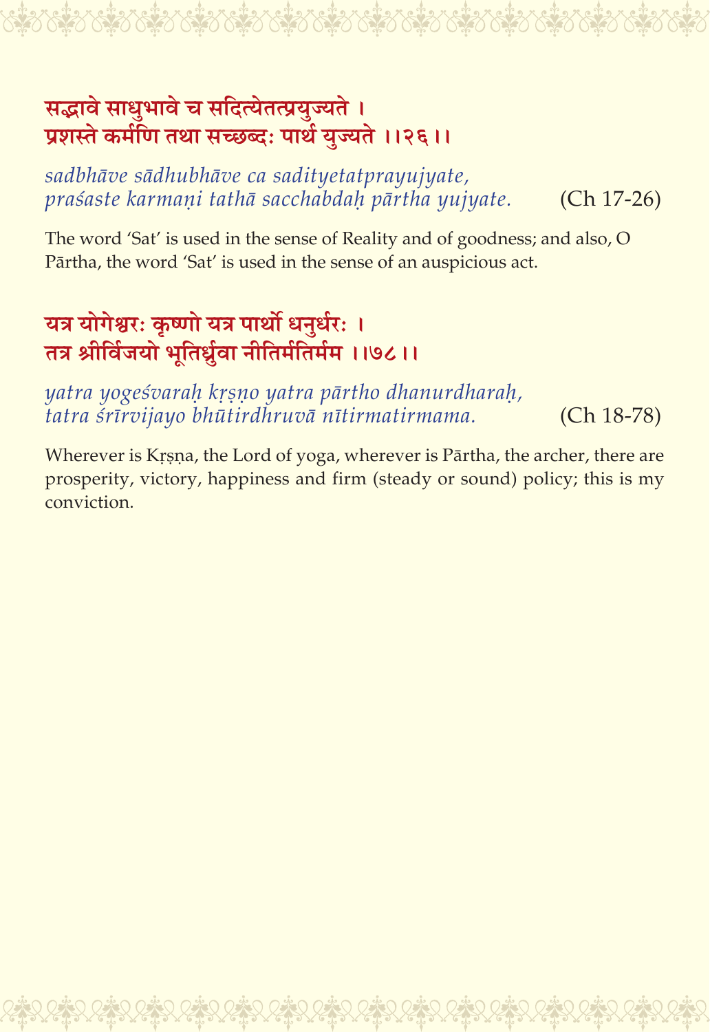**सद्भावे साधुभावे च सदित्येतत्प्रयुज्यते ।**
**प्रशस्ते कर्मणि तथा सच्छब्दः पार्थ युज्यते ।।२६।।**

*sadbhāve sādhubhāve ca sadityetatprayujyate,*
*praśaste karmaṇi tathā sacchabdaḥ pārtha yujyate.* (Ch 17-26)

The word 'Sat' is used in the sense of Reality and of goodness; and also, O Pārtha, the word 'Sat' is used in the sense of an auspicious act.

**यत्र योगेश्वरः कृष्णो यत्र पार्थो धनुर्धरः ।**
**तत्र श्रीर्विजयो भूतिर्ध्रुवा नीतिर्मतिर्मम ।।७८।।**

*yatra yogeśvaraḥ kṛṣṇo yatra pārtho dhanurdharaḥ,*
*tatra śrīrvijayo bhūtirdhruvā nītirmatirmama.* (Ch 18-78)

Wherever is Kṛṣṇa, the Lord of yoga, wherever is Pārtha, the archer, there are prosperity, victory, happiness and firm (steady or sound) policy; this is my conviction.